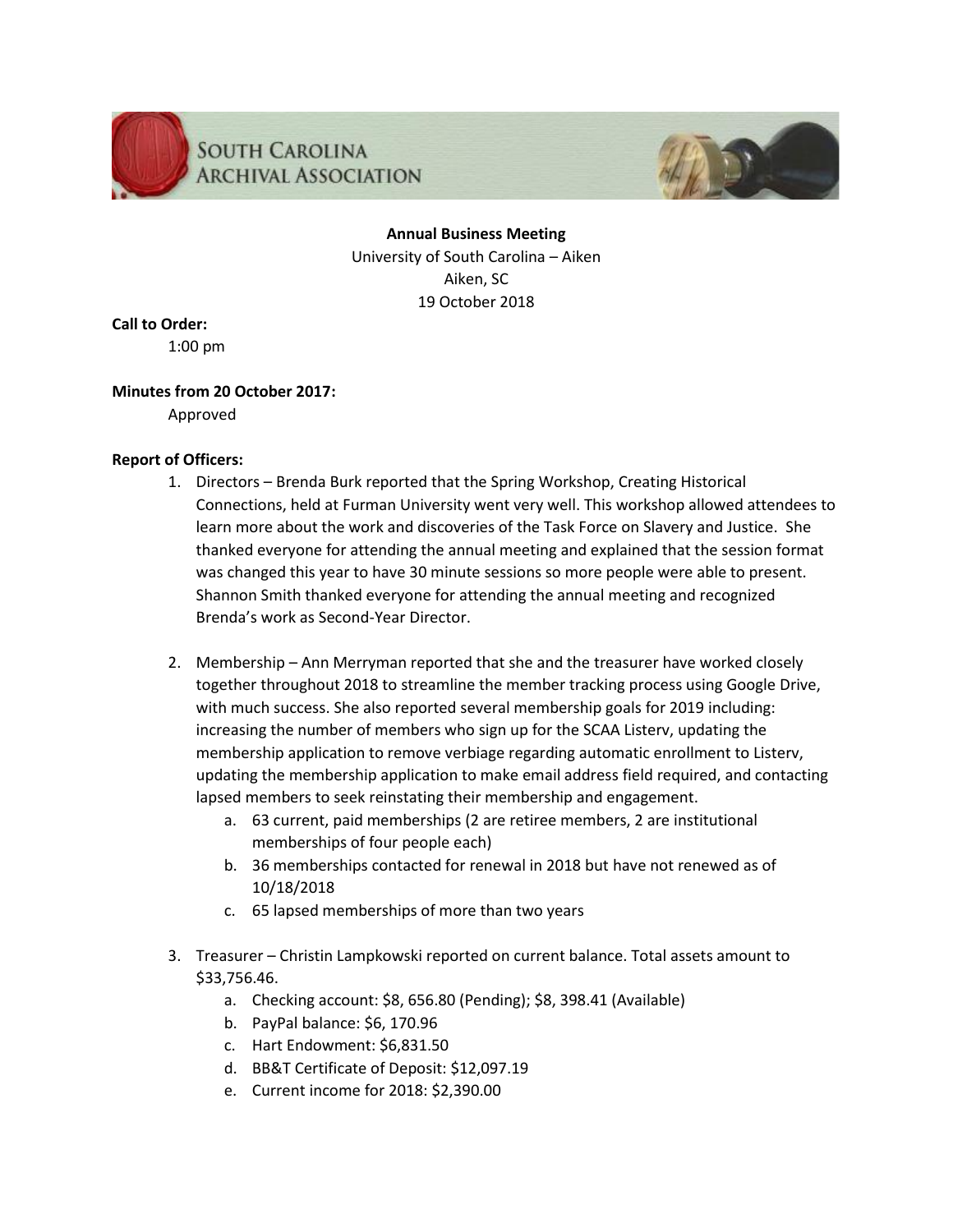South Carolina Archival Association

**Annual Business Meeting**
University of South Carolina – Aiken
Aiken, SC
19 October 2018

**Call to Order:**
1:00 pm

**Minutes from 20 October 2017:**
Approved

**Report of Officers:**

1. Directors – Brenda Burk reported that the Spring Workshop, Creating Historical Connections, held at Furman University went very well. This workshop allowed attendees to learn more about the work and discoveries of the Task Force on Slavery and Justice. She thanked everyone for attending the annual meeting and explained that the session format was changed this year to have 30 minute sessions so more people were able to present. Shannon Smith thanked everyone for attending the annual meeting and recognized Brenda's work as Second-Year Director.

2. Membership – Ann Merryman reported that she and the treasurer have worked closely together throughout 2018 to streamline the member tracking process using Google Drive, with much success. She also reported several membership goals for 2019 including: increasing the number of members who sign up for the SCAA Listerv, updating the membership application to remove verbiage regarding automatic enrollment to Listerv, updating the membership application to make email address field required, and contacting lapsed members to seek reinstating their membership and engagement.
   a. 63 current, paid memberships (2 are retiree members, 2 are institutional memberships of four people each)
   b. 36 memberships contacted for renewal in 2018 but have not renewed as of 10/18/2018
   c. 65 lapsed memberships of more than two years

3. Treasurer – Christin Lampkowski reported on current balance. Total assets amount to $33,756.46.
   a. Checking account: $8, 656.80 (Pending); $8, 398.41 (Available)
   b. PayPal balance: $6, 170.96
   c. Hart Endowment: $6,831.50
   d. BB&T Certificate of Deposit: $12,097.19
   e. Current income for 2018: $2,390.00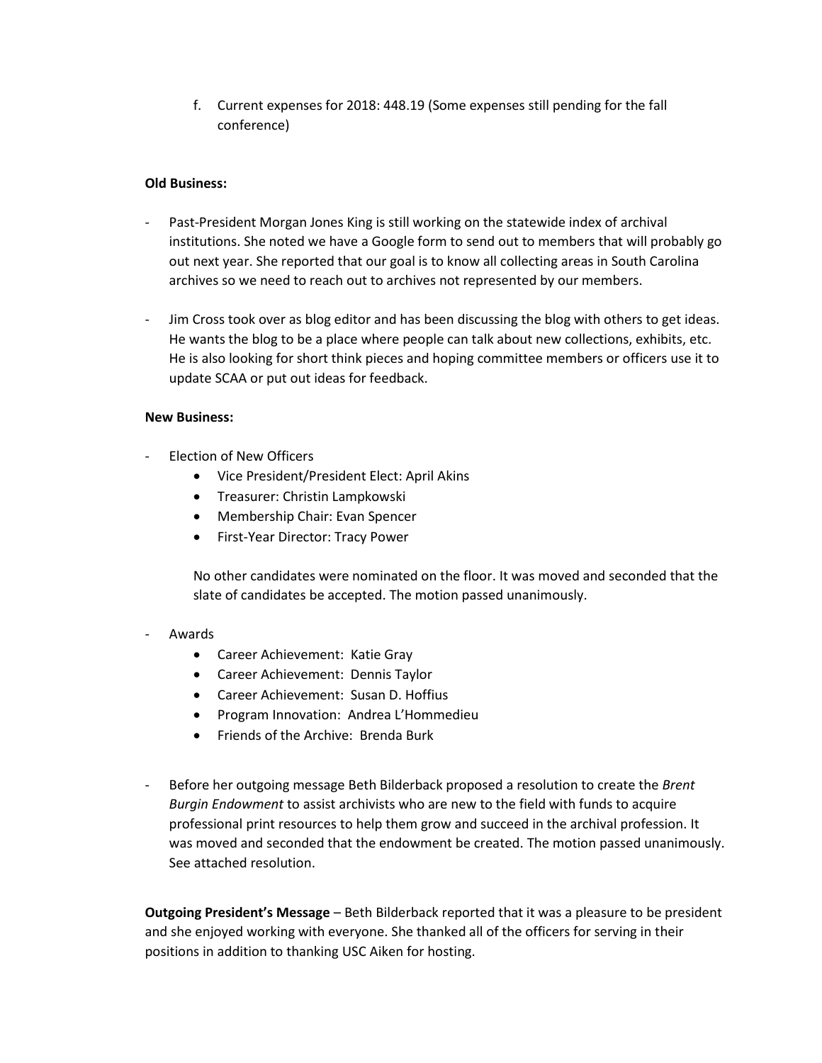f. Current expenses for 2018: 448.19 (Some expenses still pending for the fall conference)

**Old Business:**

- Past-President Morgan Jones King is still working on the statewide index of archival institutions. She noted we have a Google form to send out to members that will probably go out next year. She reported that our goal is to know all collecting areas in South Carolina archives so we need to reach out to archives not represented by our members.

- Jim Cross took over as blog editor and has been discussing the blog with others to get ideas. He wants the blog to be a place where people can talk about new collections, exhibits, etc. He is also looking for short think pieces and hoping committee members or officers use it to update SCAA or put out ideas for feedback.

**New Business:**

- Election of New Officers
  - Vice President/President Elect: April Akins
  - Treasurer: Christin Lampkowski
  - Membership Chair: Evan Spencer
  - First-Year Director: Tracy Power

  No other candidates were nominated on the floor. It was moved and seconded that the slate of candidates be accepted. The motion passed unanimously.

- Awards
  - Career Achievement: Katie Gray
  - Career Achievement: Dennis Taylor
  - Career Achievement: Susan D. Hoffius
  - Program Innovation: Andrea L'Hommedieu
  - Friends of the Archive: Brenda Burk

- Before her outgoing message Beth Bilderback proposed a resolution to create the *Brent Burgin Endowment* to assist archivists who are new to the field with funds to acquire professional print resources to help them grow and succeed in the archival profession. It was moved and seconded that the endowment be created. The motion passed unanimously. See attached resolution.

**Outgoing President's Message** – Beth Bilderback reported that it was a pleasure to be president and she enjoyed working with everyone. She thanked all of the officers for serving in their positions in addition to thanking USC Aiken for hosting.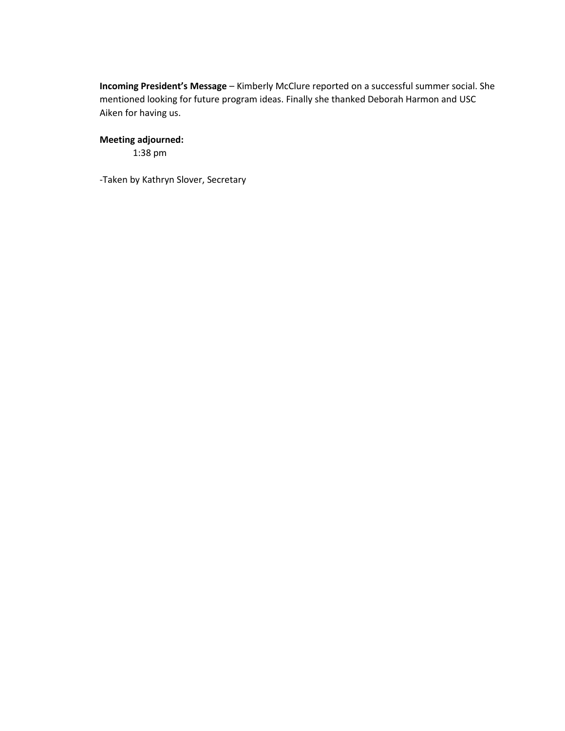**Incoming President's Message** – Kimberly McClure reported on a successful summer social. She mentioned looking for future program ideas. Finally she thanked Deborah Harmon and USC Aiken for having us.

**Meeting adjourned:**

1:38 pm

-Taken by Kathryn Slover, Secretary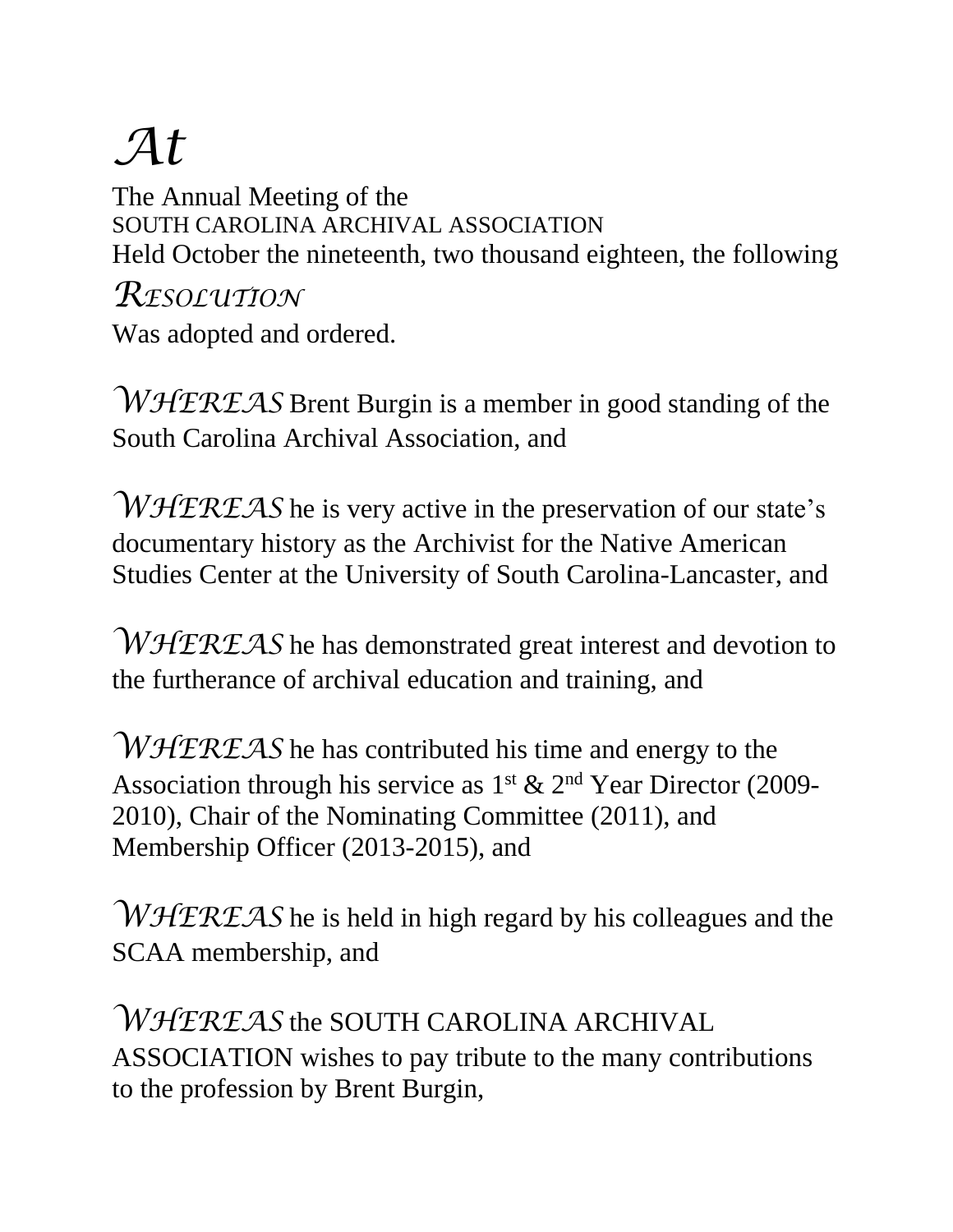# *At*

The Annual Meeting of the
SOUTH CAROLINA ARCHIVAL ASSOCIATION
Held October the nineteenth, two thousand eighteen, the following

## *RESOLUTION*

Was adopted and ordered.

*WHEREAS* Brent Burgin is a member in good standing of the South Carolina Archival Association, and

*WHEREAS* he is very active in the preservation of our state's documentary history as the Archivist for the Native American Studies Center at the University of South Carolina-Lancaster, and

*WHEREAS* he has demonstrated great interest and devotion to the furtherance of archival education and training, and

*WHEREAS* he has contributed his time and energy to the Association through his service as 1st & 2nd Year Director (2009-2010), Chair of the Nominating Committee (2011), and Membership Officer (2013-2015), and

*WHEREAS* he is held in high regard by his colleagues and the SCAA membership, and

*WHEREAS* the SOUTH CAROLINA ARCHIVAL ASSOCIATION wishes to pay tribute to the many contributions to the profession by Brent Burgin,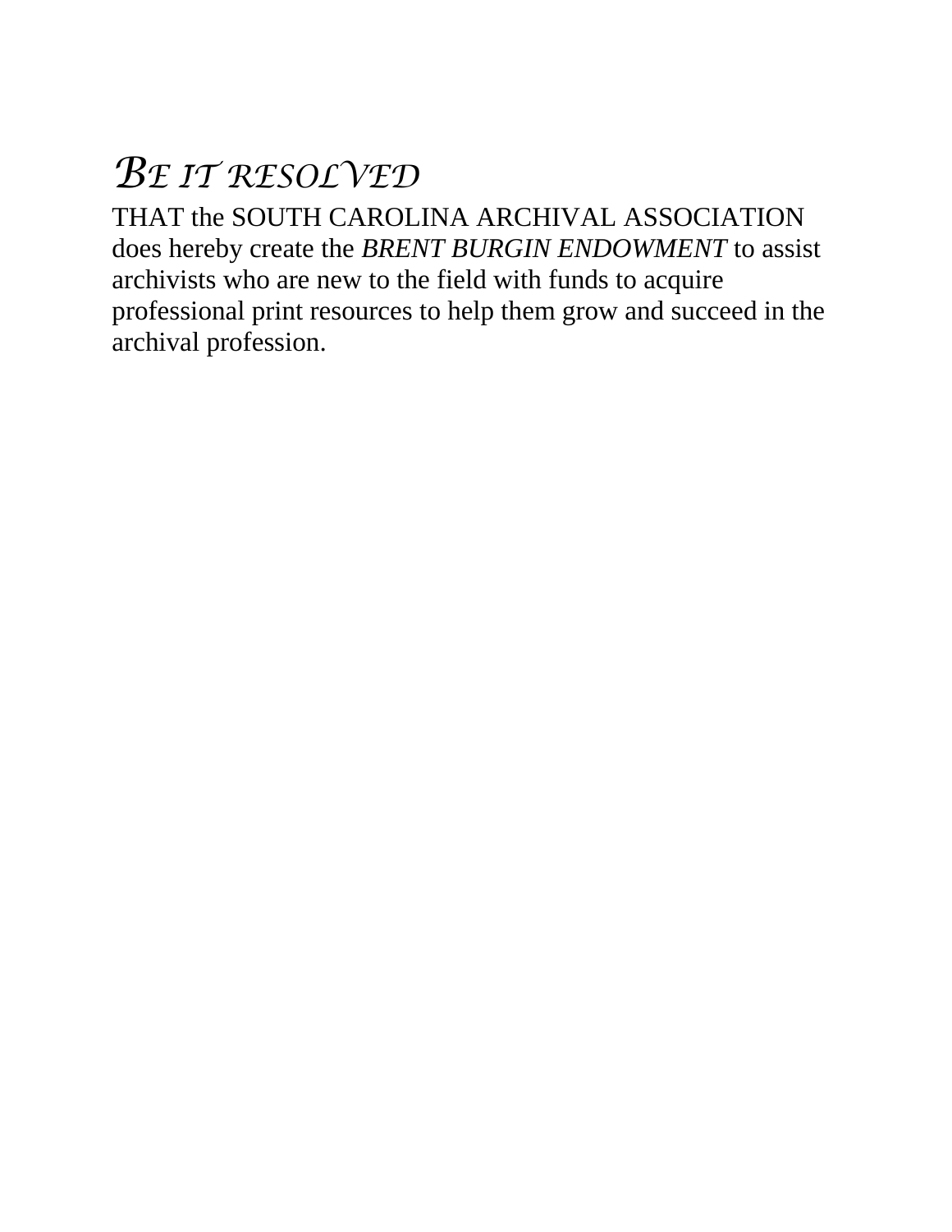# *Be it resolved*

THAT the SOUTH CAROLINA ARCHIVAL ASSOCIATION does hereby create the *BRENT BURGIN ENDOWMENT* to assist archivists who are new to the field with funds to acquire professional print resources to help them grow and succeed in the archival profession.